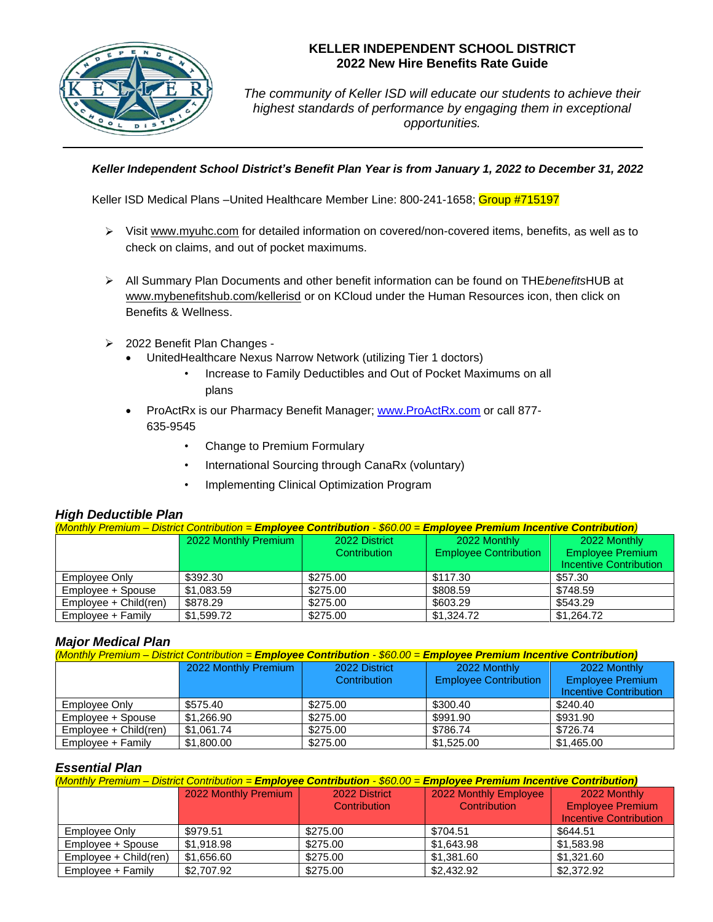# KELLER INDEPENDENT SCHOOL DISTRICT
## 2022 New Hire Benefits Rate Guide

*The community of Keller ISD will educate our students to achieve their highest standards of performance by engaging them in exceptional opportunities.*

***Keller Independent School District's Benefit Plan Year is from January 1, 2022 to December 31, 2022***

Keller ISD Medical Plans –United Healthcare Member Line: 800-241-1658; Group #715197

- Visit www.myuhc.com for detailed information on covered/non-covered items, benefits, as well as to check on claims, and out of pocket maximums.
- All Summary Plan Documents and other benefit information can be found on THE*benefits*HUB at www.mybenefitshub.com/kellerisd or on KCloud under the Human Resources icon, then click on Benefits & Wellness.
- 2022 Benefit Plan Changes -
  - UnitedHealthcare Nexus Narrow Network (utilizing Tier 1 doctors)
    - Increase to Family Deductibles and Out of Pocket Maximums on all plans
  - ProActRx is our Pharmacy Benefit Manager; www.ProActRx.com or call 877-635-9545
    - Change to Premium Formulary
    - International Sourcing through CanaRx (voluntary)
    - Implementing Clinical Optimization Program

### High Deductible Plan

*(Monthly Premium – District Contribution = **Employee Contribution** - $60.00 = **Employee Premium Incentive Contribution**)*

| | 2022 Monthly Premium | 2022 District Contribution | 2022 Monthly Employee Contribution | 2022 Monthly Employee Premium Incentive Contribution |
|---|---|---|---|---|
| Employee Only | $392.30 | $275.00 | $117.30 | $57.30 |
| Employee + Spouse | $1,083.59 | $275.00 | $808.59 | $748.59 |
| Employee + Child(ren) | $878.29 | $275.00 | $603.29 | $543.29 |
| Employee + Family | $1,599.72 | $275.00 | $1,324.72 | $1,264.72 |

### Major Medical Plan

*(Monthly Premium – District Contribution = **Employee Contribution** - $60.00 = **Employee Premium Incentive Contribution**)*

| | 2022 Monthly Premium | 2022 District Contribution | 2022 Monthly Employee Contribution | 2022 Monthly Employee Premium Incentive Contribution |
|---|---|---|---|---|
| Employee Only | $575.40 | $275.00 | $300.40 | $240.40 |
| Employee + Spouse | $1,266.90 | $275.00 | $991.90 | $931.90 |
| Employee + Child(ren) | $1,061.74 | $275.00 | $786.74 | $726.74 |
| Employee + Family | $1,800.00 | $275.00 | $1,525.00 | $1,465.00 |

### Essential Plan

*(Monthly Premium – District Contribution = **Employee Contribution** - $60.00 = **Employee Premium Incentive Contribution**)*

| | 2022 Monthly Premium | 2022 District Contribution | 2022 Monthly Employee Contribution | 2022 Monthly Employee Premium Incentive Contribution |
|---|---|---|---|---|
| Employee Only | $979.51 | $275.00 | $704.51 | $644.51 |
| Employee + Spouse | $1,918.98 | $275.00 | $1,643.98 | $1,583.98 |
| Employee + Child(ren) | $1,656.60 | $275.00 | $1,381.60 | $1,321.60 |
| Employee + Family | $2,707.92 | $275.00 | $2,432.92 | $2,372.92 |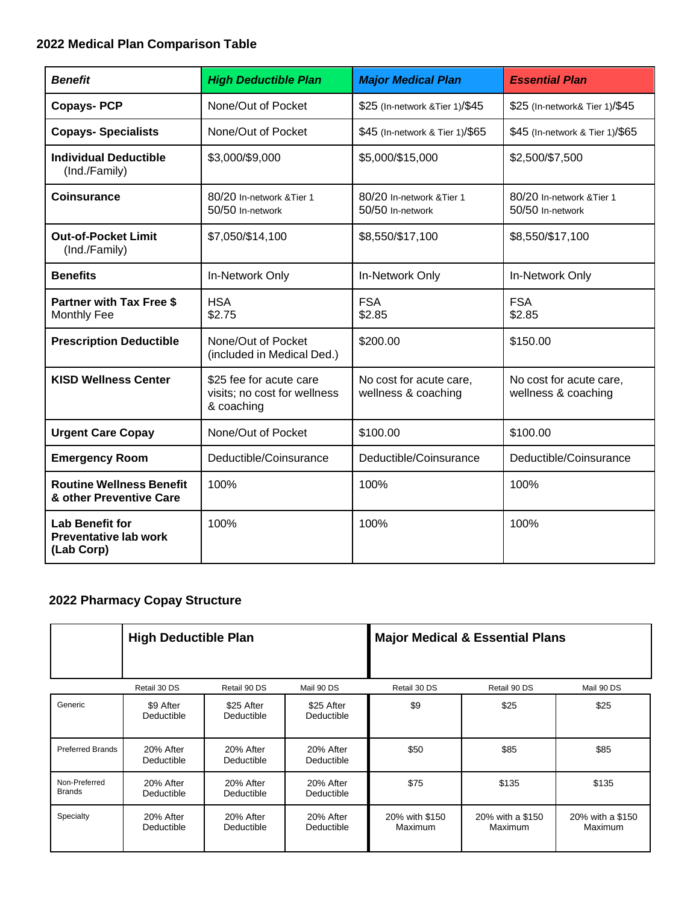## 2022 Medical Plan Comparison Table

| ***Benefit*** | ***High Deductible Plan*** | ***Major Medical Plan*** | ***Essential Plan*** |
|---|---|---|---|
| **Copays- PCP** | None/Out of Pocket | $25 (In-network &Tier 1)/$45 | $25 (In-network& Tier 1)/$45 |
| **Copays- Specialists** | None/Out of Pocket | $45 (In-network & Tier 1)/$65 | $45 (In-network & Tier 1)/$65 |
| **Individual Deductible** (Ind./Family) | $3,000/$9,000 | $5,000/$15,000 | $2,500/$7,500 |
| **Coinsurance** | 80/20 In-network &Tier 1<br>50/50 In-network | 80/20 In-network &Tier 1<br>50/50 In-network | 80/20 In-network &Tier 1<br>50/50 In-network |
| **Out-of-Pocket Limit** (Ind./Family) | $7,050/$14,100 | $8,550/$17,100 | $8,550/$17,100 |
| **Benefits** | In-Network Only | In-Network Only | In-Network Only |
| **Partner with Tax Free $** Monthly Fee | HSA<br>$2.75 | FSA<br>$2.85 | FSA<br>$2.85 |
| **Prescription Deductible** | None/Out of Pocket (included in Medical Ded.) | $200.00 | $150.00 |
| **KISD Wellness Center** | $25 fee for acute care visits; no cost for wellness & coaching | No cost for acute care, wellness & coaching | No cost for acute care, wellness & coaching |
| **Urgent Care Copay** | None/Out of Pocket | $100.00 | $100.00 |
| **Emergency Room** | Deductible/Coinsurance | Deductible/Coinsurance | Deductible/Coinsurance |
| **Routine Wellness Benefit & other Preventive Care** | 100% | 100% | 100% |
| **Lab Benefit for Preventative lab work (Lab Corp)** | 100% | 100% | 100% |

## 2022 Pharmacy Copay Structure

| | **High Deductible Plan** | | | **Major Medical & Essential Plans** | | |
|---|---|---|---|---|---|---|
| | Retail 30 DS | Retail 90 DS | Mail 90 DS | Retail 30 DS | Retail 90 DS | Mail 90 DS |
| Generic | $9 After Deductible | $25 After Deductible | $25 After Deductible | $9 | $25 | $25 |
| Preferred Brands | 20% After Deductible | 20% After Deductible | 20% After Deductible | $50 | $85 | $85 |
| Non-Preferred Brands | 20% After Deductible | 20% After Deductible | 20% After Deductible | $75 | $135 | $135 |
| Specialty | 20% After Deductible | 20% After Deductible | 20% After Deductible | 20% with $150 Maximum | 20% with a $150 Maximum | 20% with a $150 Maximum |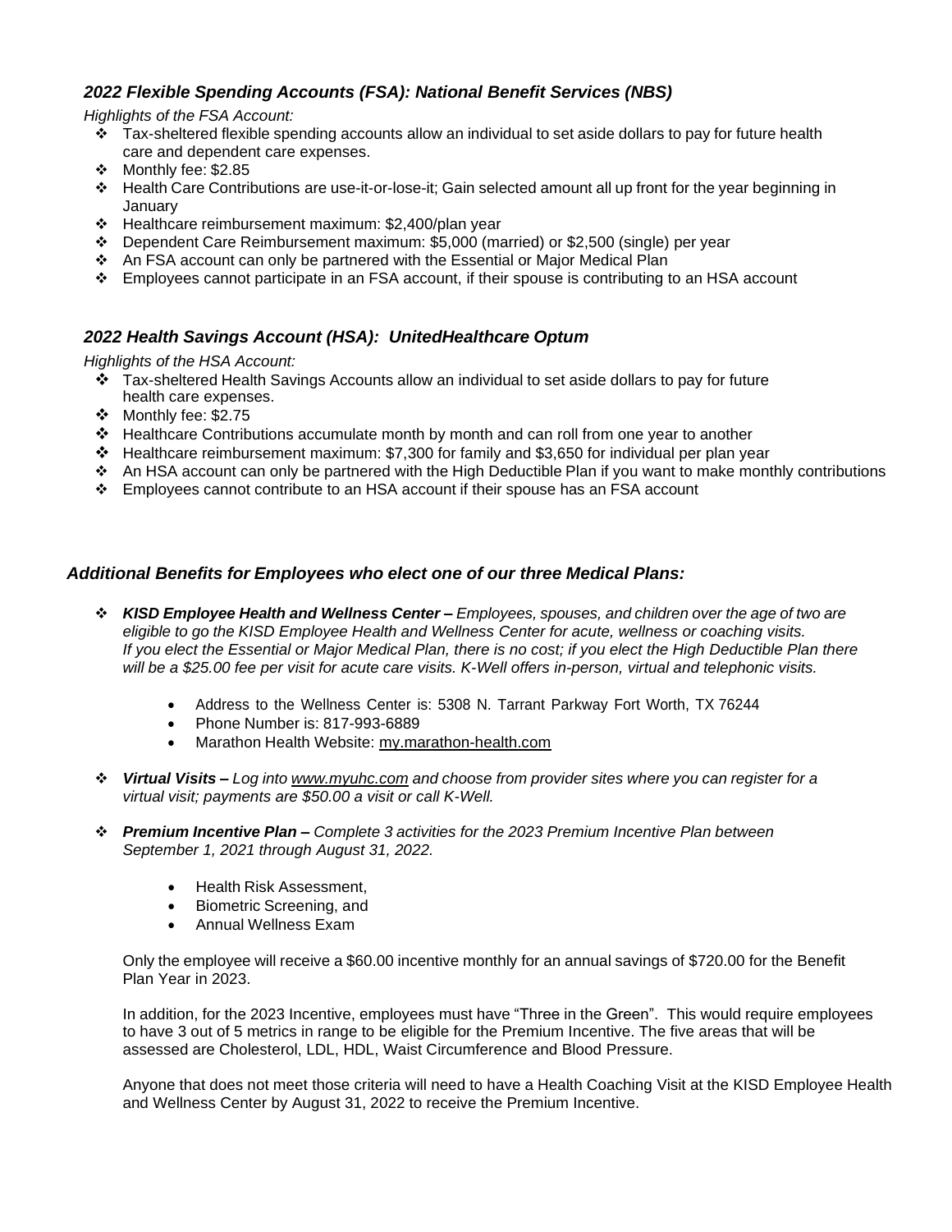### *2022 Flexible Spending Accounts (FSA): National Benefit Services (NBS)*

*Highlights of the FSA Account:*

- Tax-sheltered flexible spending accounts allow an individual to set aside dollars to pay for future health care and dependent care expenses.
- Monthly fee: $2.85
- Health Care Contributions are use-it-or-lose-it; Gain selected amount all up front for the year beginning in January
- Healthcare reimbursement maximum: $2,400/plan year
- Dependent Care Reimbursement maximum: $5,000 (married) or $2,500 (single) per year
- An FSA account can only be partnered with the Essential or Major Medical Plan
- Employees cannot participate in an FSA account, if their spouse is contributing to an HSA account

### *2022 Health Savings Account (HSA): UnitedHealthcare Optum*

*Highlights of the HSA Account:*

- Tax-sheltered Health Savings Accounts allow an individual to set aside dollars to pay for future health care expenses.
- Monthly fee: $2.75
- Healthcare Contributions accumulate month by month and can roll from one year to another
- Healthcare reimbursement maximum: $7,300 for family and $3,650 for individual per plan year
- An HSA account can only be partnered with the High Deductible Plan if you want to make monthly contributions
- Employees cannot contribute to an HSA account if their spouse has an FSA account

### *Additional Benefits for Employees who elect one of our three Medical Plans:*

- ***KISD Employee Health and Wellness Center –*** *Employees, spouses, and children over the age of two are eligible to go the KISD Employee Health and Wellness Center for acute, wellness or coaching visits. If you elect the Essential or Major Medical Plan, there is no cost; if you elect the High Deductible Plan there will be a $25.00 fee per visit for acute care visits. K-Well offers in-person, virtual and telephonic visits.*
  - Address to the Wellness Center is: 5308 N. Tarrant Parkway Fort Worth, TX 76244
  - Phone Number is: 817-993-6889
  - Marathon Health Website: my.marathon-health.com

- ***Virtual Visits –*** *Log into www.myuhc.com and choose from provider sites where you can register for a virtual visit; payments are $50.00 a visit or call K-Well.*

- ***Premium Incentive Plan –*** *Complete 3 activities for the 2023 Premium Incentive Plan between September 1, 2021 through August 31, 2022.*
  - Health Risk Assessment,
  - Biometric Screening, and
  - Annual Wellness Exam

  Only the employee will receive a $60.00 incentive monthly for an annual savings of $720.00 for the Benefit Plan Year in 2023.

  In addition, for the 2023 Incentive, employees must have "Three in the Green". This would require employees to have 3 out of 5 metrics in range to be eligible for the Premium Incentive. The five areas that will be assessed are Cholesterol, LDL, HDL, Waist Circumference and Blood Pressure.

  Anyone that does not meet those criteria will need to have a Health Coaching Visit at the KISD Employee Health and Wellness Center by August 31, 2022 to receive the Premium Incentive.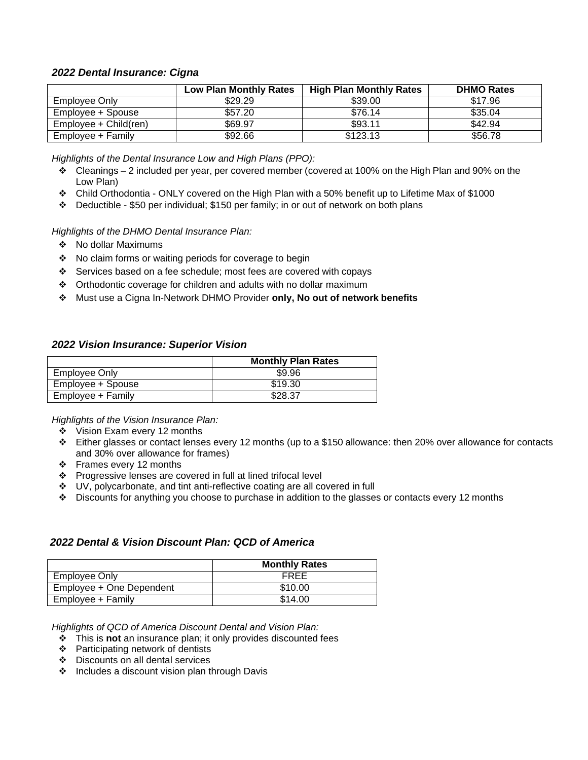### *2022 Dental Insurance: Cigna*

| | Low Plan Monthly Rates | High Plan Monthly Rates | DHMO Rates |
|---|---|---|---|
| Employee Only | $29.29 | $39.00 | $17.96 |
| Employee + Spouse | $57.20 | $76.14 | $35.04 |
| Employee + Child(ren) | $69.97 | $93.11 | $42.94 |
| Employee + Family | $92.66 | $123.13 | $56.78 |

*Highlights of the Dental Insurance Low and High Plans (PPO):*

- Cleanings – 2 included per year, per covered member (covered at 100% on the High Plan and 90% on the Low Plan)
- Child Orthodontia - ONLY covered on the High Plan with a 50% benefit up to Lifetime Max of $1000
- Deductible - $50 per individual; $150 per family; in or out of network on both plans

*Highlights of the DHMO Dental Insurance Plan:*

- No dollar Maximums
- No claim forms or waiting periods for coverage to begin
- Services based on a fee schedule; most fees are covered with copays
- Orthodontic coverage for children and adults with no dollar maximum
- Must use a Cigna In-Network DHMO Provider **only, No out of network benefits**

### *2022 Vision Insurance: Superior Vision*

| | Monthly Plan Rates |
|---|---|
| Employee Only | $9.96 |
| Employee + Spouse | $19.30 |
| Employee + Family | $28.37 |

*Highlights of the Vision Insurance Plan:*

- Vision Exam every 12 months
- Either glasses or contact lenses every 12 months (up to a $150 allowance: then 20% over allowance for contacts and 30% over allowance for frames)
- Frames every 12 months
- Progressive lenses are covered in full at lined trifocal level
- UV, polycarbonate, and tint anti-reflective coating are all covered in full
- Discounts for anything you choose to purchase in addition to the glasses or contacts every 12 months

### *2022 Dental & Vision Discount Plan: QCD of America*

| | Monthly Rates |
|---|---|
| Employee Only | FREE |
| Employee + One Dependent | $10.00 |
| Employee + Family | $14.00 |

*Highlights of QCD of America Discount Dental and Vision Plan:*

- This is **not** an insurance plan; it only provides discounted fees
- Participating network of dentists
- Discounts on all dental services
- Includes a discount vision plan through Davis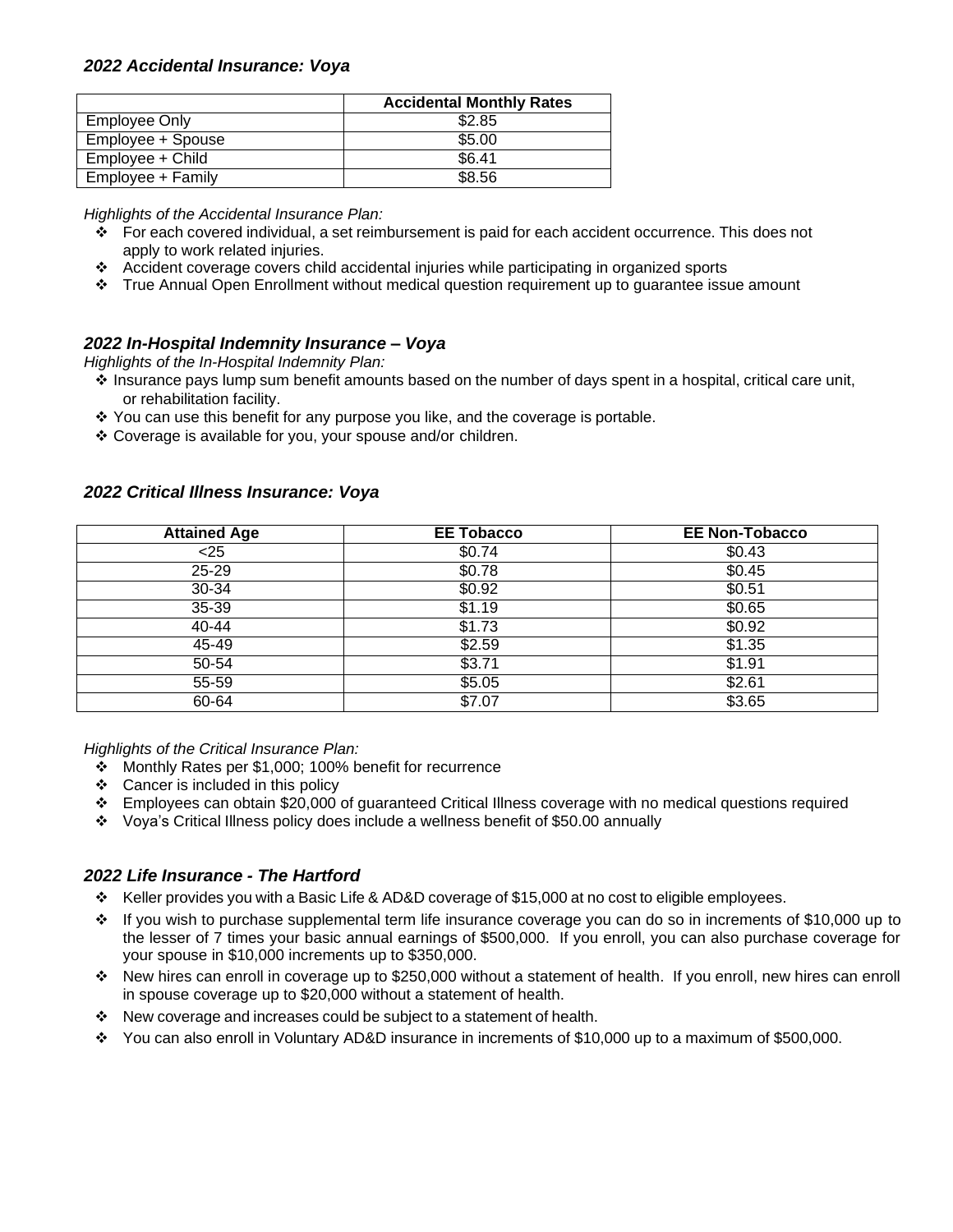### *2022 Accidental Insurance: Voya*

| | Accidental Monthly Rates |
|---|---|
| Employee Only | $2.85 |
| Employee + Spouse | $5.00 |
| Employee + Child | $6.41 |
| Employee + Family | $8.56 |

*Highlights of the Accidental Insurance Plan:*

- ❖ For each covered individual, a set reimbursement is paid for each accident occurrence. This does not apply to work related injuries.
- ❖ Accident coverage covers child accidental injuries while participating in organized sports
- ❖ True Annual Open Enrollment without medical question requirement up to guarantee issue amount

### *2022 In-Hospital Indemnity Insurance – Voya*

*Highlights of the In-Hospital Indemnity Plan:*

- ❖ Insurance pays lump sum benefit amounts based on the number of days spent in a hospital, critical care unit, or rehabilitation facility.
- ❖ You can use this benefit for any purpose you like, and the coverage is portable.
- ❖ Coverage is available for you, your spouse and/or children.

### *2022 Critical Illness Insurance: Voya*

| Attained Age | EE Tobacco | EE Non-Tobacco |
|---|---|---|
| <25 | $0.74 | $0.43 |
| 25-29 | $0.78 | $0.45 |
| 30-34 | $0.92 | $0.51 |
| 35-39 | $1.19 | $0.65 |
| 40-44 | $1.73 | $0.92 |
| 45-49 | $2.59 | $1.35 |
| 50-54 | $3.71 | $1.91 |
| 55-59 | $5.05 | $2.61 |
| 60-64 | $7.07 | $3.65 |

*Highlights of the Critical Insurance Plan:*

- ❖ Monthly Rates per $1,000; 100% benefit for recurrence
- ❖ Cancer is included in this policy
- ❖ Employees can obtain $20,000 of guaranteed Critical Illness coverage with no medical questions required
- ❖ Voya's Critical Illness policy does include a wellness benefit of $50.00 annually

### *2022 Life Insurance - The Hartford*

- ❖ Keller provides you with a Basic Life & AD&D coverage of $15,000 at no cost to eligible employees.
- ❖ If you wish to purchase supplemental term life insurance coverage you can do so in increments of $10,000 up to the lesser of 7 times your basic annual earnings of $500,000. If you enroll, you can also purchase coverage for your spouse in $10,000 increments up to $350,000.
- ❖ New hires can enroll in coverage up to $250,000 without a statement of health. If you enroll, new hires can enroll in spouse coverage up to $20,000 without a statement of health.
- ❖ New coverage and increases could be subject to a statement of health.
- ❖ You can also enroll in Voluntary AD&D insurance in increments of $10,000 up to a maximum of $500,000.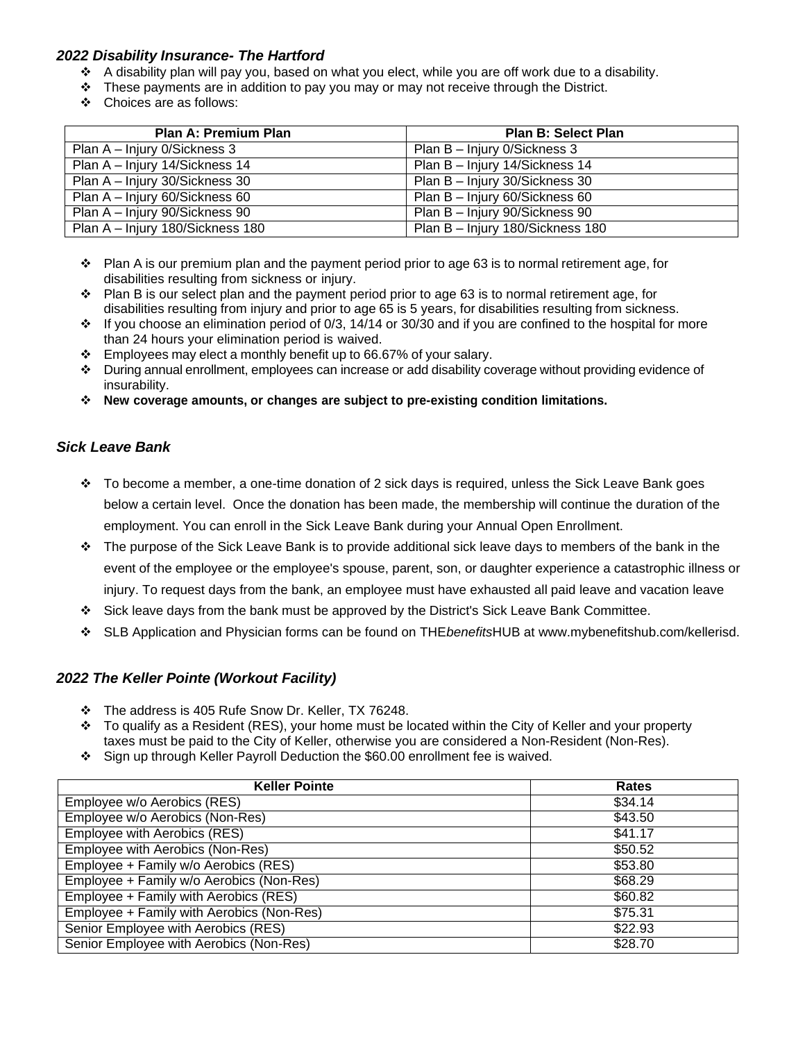## *2022 Disability Insurance- The Hartford*

- A disability plan will pay you, based on what you elect, while you are off work due to a disability.
- These payments are in addition to pay you may or may not receive through the District.
- Choices are as follows:

| Plan A: Premium Plan | Plan B: Select Plan |
|---|---|
| Plan A – Injury 0/Sickness 3 | Plan B – Injury 0/Sickness 3 |
| Plan A – Injury 14/Sickness 14 | Plan B – Injury 14/Sickness 14 |
| Plan A – Injury 30/Sickness 30 | Plan B – Injury 30/Sickness 30 |
| Plan A – Injury 60/Sickness 60 | Plan B – Injury 60/Sickness 60 |
| Plan A – Injury 90/Sickness 90 | Plan B – Injury 90/Sickness 90 |
| Plan A – Injury 180/Sickness 180 | Plan B – Injury 180/Sickness 180 |

- Plan A is our premium plan and the payment period prior to age 63 is to normal retirement age, for disabilities resulting from sickness or injury.
- Plan B is our select plan and the payment period prior to age 63 is to normal retirement age, for disabilities resulting from injury and prior to age 65 is 5 years, for disabilities resulting from sickness.
- If you choose an elimination period of 0/3, 14/14 or 30/30 and if you are confined to the hospital for more than 24 hours your elimination period is waived.
- Employees may elect a monthly benefit up to 66.67% of your salary.
- During annual enrollment, employees can increase or add disability coverage without providing evidence of insurability.
- **New coverage amounts, or changes are subject to pre-existing condition limitations.**

## *Sick Leave Bank*

- To become a member, a one-time donation of 2 sick days is required, unless the Sick Leave Bank goes below a certain level. Once the donation has been made, the membership will continue the duration of the employment. You can enroll in the Sick Leave Bank during your Annual Open Enrollment.
- The purpose of the Sick Leave Bank is to provide additional sick leave days to members of the bank in the event of the employee or the employee's spouse, parent, son, or daughter experience a catastrophic illness or injury. To request days from the bank, an employee must have exhausted all paid leave and vacation leave
- Sick leave days from the bank must be approved by the District's Sick Leave Bank Committee.
- SLB Application and Physician forms can be found on THE*benefits*HUB at www.mybenefitshub.com/kellerisd.

## *2022 The Keller Pointe (Workout Facility)*

- The address is 405 Rufe Snow Dr. Keller, TX 76248.
- To qualify as a Resident (RES), your home must be located within the City of Keller and your property taxes must be paid to the City of Keller, otherwise you are considered a Non-Resident (Non-Res).
- Sign up through Keller Payroll Deduction the $60.00 enrollment fee is waived.

| Keller Pointe | Rates |
|---|---|
| Employee w/o Aerobics (RES) | $34.14 |
| Employee w/o Aerobics (Non-Res) | $43.50 |
| Employee with Aerobics (RES) | $41.17 |
| Employee with Aerobics (Non-Res) | $50.52 |
| Employee + Family w/o Aerobics (RES) | $53.80 |
| Employee + Family w/o Aerobics (Non-Res) | $68.29 |
| Employee + Family with Aerobics (RES) | $60.82 |
| Employee + Family with Aerobics (Non-Res) | $75.31 |
| Senior Employee with Aerobics (RES) | $22.93 |
| Senior Employee with Aerobics (Non-Res) | $28.70 |